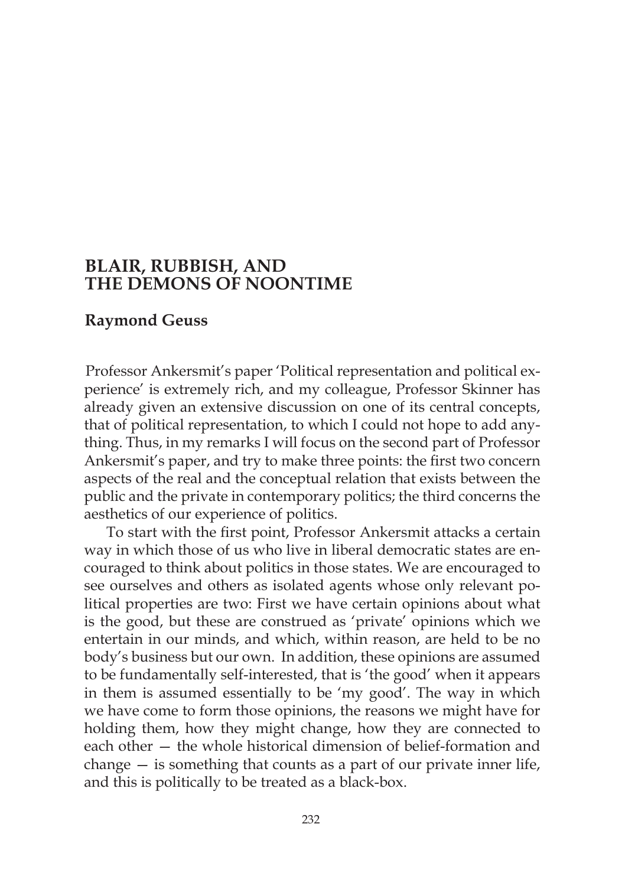# BLAIR, RUBBISH, AND THE DEMONS OF NOONTIME

## Raymond Geuss

Professor Ankersmit's paper 'Political representation and political experience' is extremely rich, and my colleague, Professor Skinner has already given an extensive discussion on one of its central concepts, that of political representation, to which I could not hope to add anything. Thus, in my remarks I will focus on the second part of Professor Ankersmit's paper, and try to make three points: the first two concern aspects of the real and the conceptual relation that exists between the public and the private in contemporary politics; the third concerns the aesthetics of our experience of politics.

To start with the first point, Professor Ankersmit attacks a certain way in which those of us who live in liberal democratic states are encouraged to think about politics in those states. We are encouraged to see ourselves and others as isolated agents whose only relevant political properties are two: First we have certain opinions about what is the good, but these are construed as 'private' opinions which we entertain in our minds, and which, within reason, are held to be no body's business but our own. In addition, these opinions are assumed to be fundamentally self-interested, that is 'the good' when it appears in them is assumed essentially to be 'my good'. The way in which we have come to form those opinions, the reasons we might have for holding them, how they might change, how they are connected to each other — the whole historical dimension of belief-formation and change — is something that counts as a part of our private inner life, and this is politically to be treated as a black-box.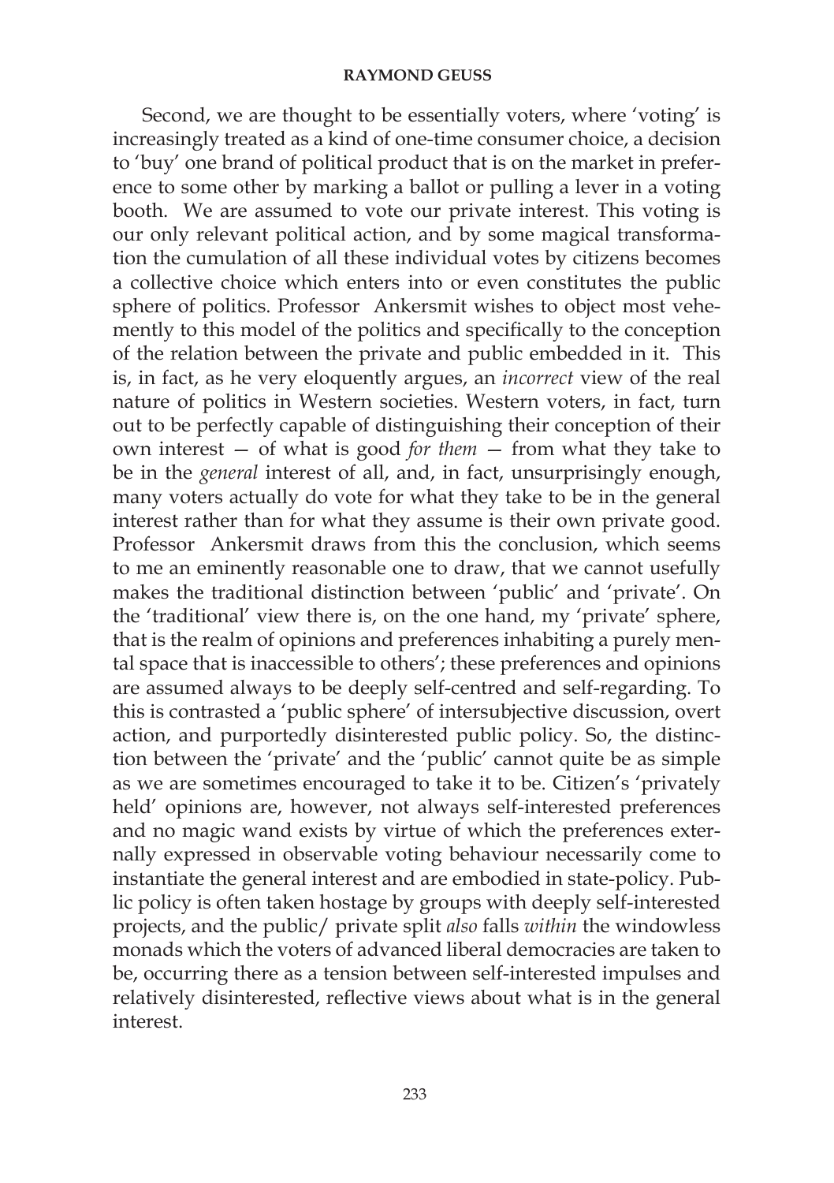Second, we are thought to be essentially voters, where 'voting' is increasingly treated as a kind of one-time consumer choice, a decision to 'buy' one brand of political product that is on the market in preference to some other by marking a ballot or pulling a lever in a voting booth. We are assumed to vote our private interest. This voting is our only relevant political action, and by some magical transformation the cumulation of all these individual votes by citizens becomes a collective choice which enters into or even constitutes the public sphere of politics. Professor Ankersmit wishes to object most vehemently to this model of the politics and specifically to the conception of the relation between the private and public embedded in it. This is, in fact, as he very eloquently argues, an *incorrect* view of the real nature of politics in Western societies. Western voters, in fact, turn out to be perfectly capable of distinguishing their conception of their own interest — of what is good *for them* — from what they take to be in the *general* interest of all, and, in fact, unsurprisingly enough, many voters actually do vote for what they take to be in the general interest rather than for what they assume is their own private good. Professor Ankersmit draws from this the conclusion, which seems to me an eminently reasonable one to draw, that we cannot usefully makes the traditional distinction between 'public' and 'private'. On the 'traditional' view there is, on the one hand, my 'private' sphere, that is the realm of opinions and preferences inhabiting a purely mental space that is inaccessible to others'; these preferences and opinions are assumed always to be deeply self-centred and self-regarding. To this is contrasted a 'public sphere' of intersubjective discussion, overt action, and purportedly disinterested public policy. So, the distinction between the 'private' and the 'public' cannot quite be as simple as we are sometimes encouraged to take it to be. Citizen's 'privately held' opinions are, however, not always self-interested preferences and no magic wand exists by virtue of which the preferences externally expressed in observable voting behaviour necessarily come to instantiate the general interest and are embodied in state-policy. Public policy is often taken hostage by groups with deeply self-interested projects, and the public/ private split *also* falls *within* the windowless monads which the voters of advanced liberal democracies are taken to be, occurring there as a tension between self-interested impulses and relatively disinterested, reflective views about what is in the general interest.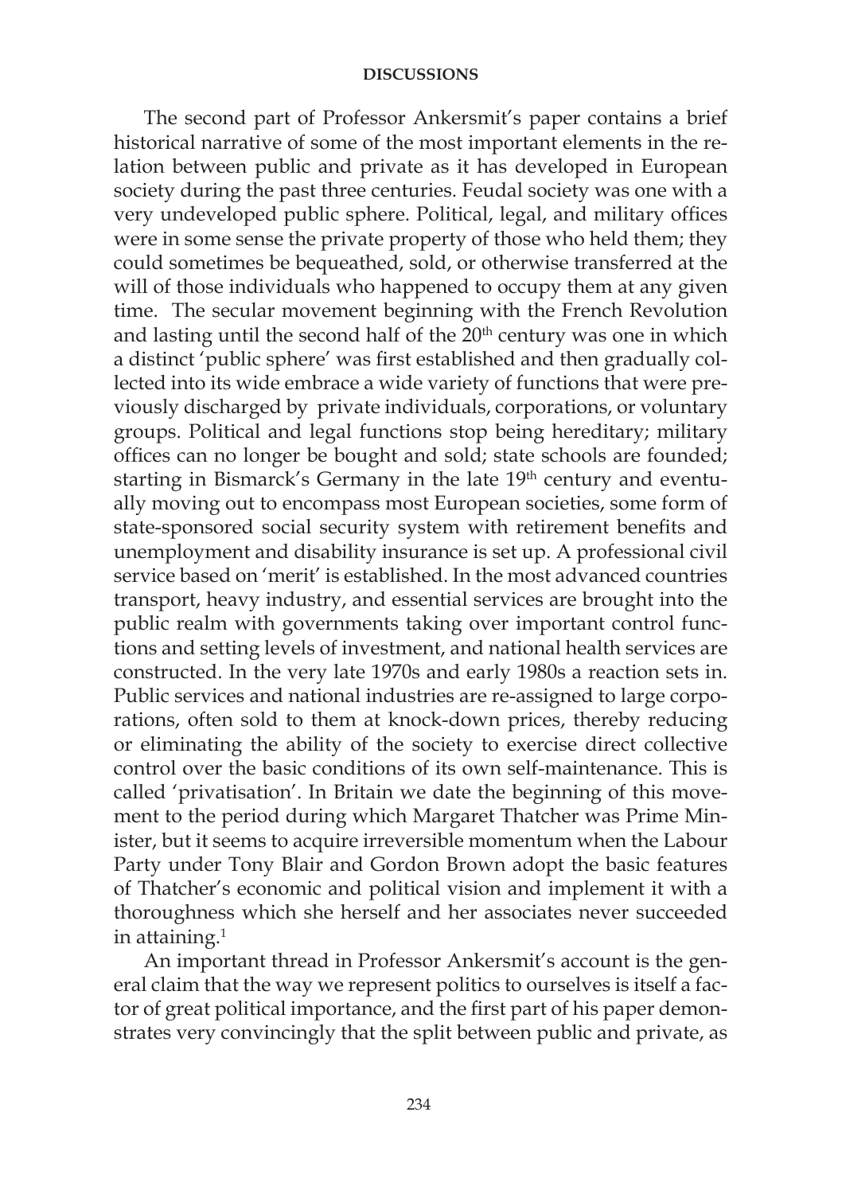The second part of Professor Ankersmit's paper contains a brief historical narrative of some of the most important elements in the relation between public and private as it has developed in European society during the past three centuries. Feudal society was one with a very undeveloped public sphere. Political, legal, and military offices were in some sense the private property of those who held them; they could sometimes be bequeathed, sold, or otherwise transferred at the will of those individuals who happened to occupy them at any given time. The secular movement beginning with the French Revolution and lasting until the second half of the 20th century was one in which a distinct 'public sphere' was first established and then gradually collected into its wide embrace a wide variety of functions that were previously discharged by private individuals, corporations, or voluntary groups. Political and legal functions stop being hereditary; military offices can no longer be bought and sold; state schools are founded; starting in Bismarck's Germany in the late 19th century and eventually moving out to encompass most European societies, some form of state-sponsored social security system with retirement benefits and unemployment and disability insurance is set up. A professional civil service based on 'merit' is established. In the most advanced countries transport, heavy industry, and essential services are brought into the public realm with governments taking over important control functions and setting levels of investment, and national health services are constructed. In the very late 1970s and early 1980s a reaction sets in. Public services and national industries are re-assigned to large corporations, often sold to them at knock-down prices, thereby reducing or eliminating the ability of the society to exercise direct collective control over the basic conditions of its own self-maintenance. This is called 'privatisation'. In Britain we date the beginning of this movement to the period during which Margaret Thatcher was Prime Minister, but it seems to acquire irreversible momentum when the Labour Party under Tony Blair and Gordon Brown adopt the basic features of Thatcher's economic and political vision and implement it with a thoroughness which she herself and her associates never succeeded in attaining.[1]

An important thread in Professor Ankersmit's account is the general claim that the way we represent politics to ourselves is itself a factor of great political importance, and the first part of his paper demonstrates very convincingly that the split between public and private, as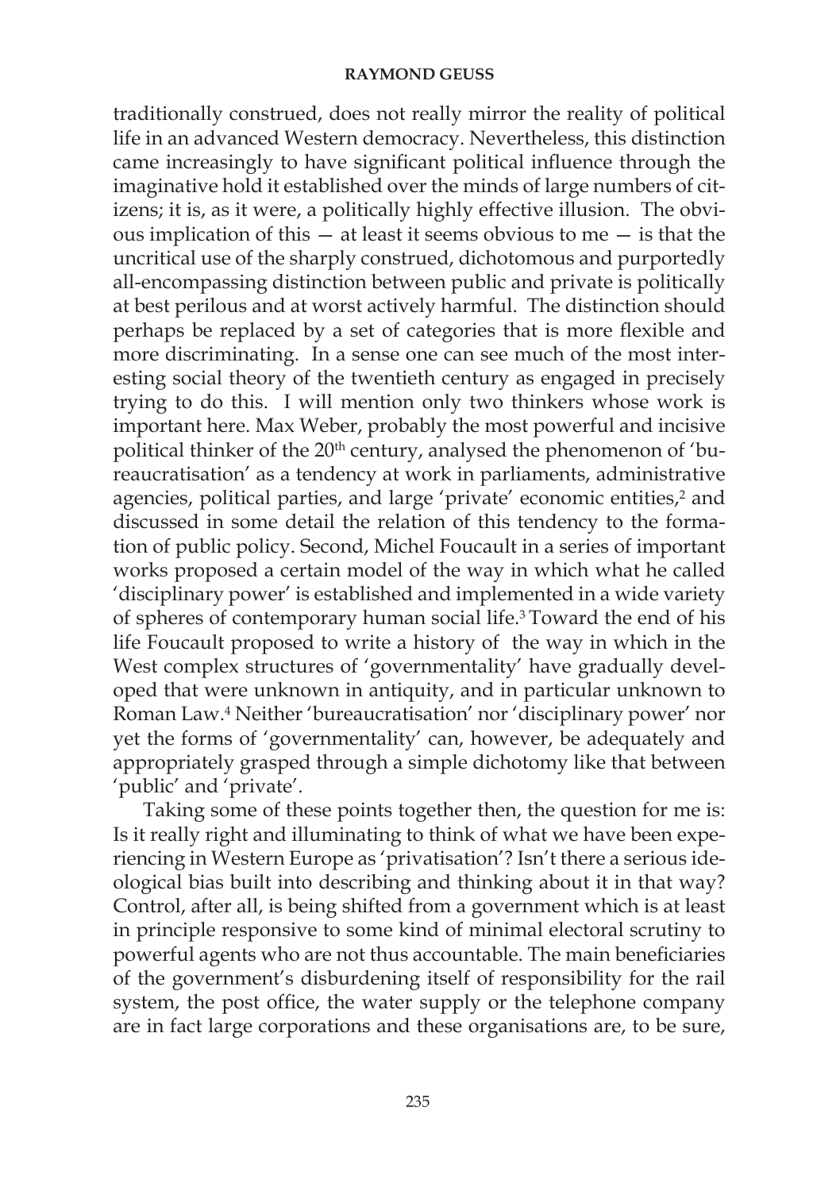traditionally construed, does not really mirror the reality of political life in an advanced Western democracy. Nevertheless, this distinction came increasingly to have significant political influence through the imaginative hold it established over the minds of large numbers of citizens; it is, as it were, a politically highly effective illusion. The obvious implication of this — at least it seems obvious to me — is that the uncritical use of the sharply construed, dichotomous and purportedly all-encompassing distinction between public and private is politically at best perilous and at worst actively harmful. The distinction should perhaps be replaced by a set of categories that is more flexible and more discriminating. In a sense one can see much of the most interesting social theory of the twentieth century as engaged in precisely trying to do this. I will mention only two thinkers whose work is important here. Max Weber, probably the most powerful and incisive political thinker of the 20th century, analysed the phenomenon of 'bureaucratisation' as a tendency at work in parliaments, administrative agencies, political parties, and large 'private' economic entities,[2] and discussed in some detail the relation of this tendency to the formation of public policy. Second, Michel Foucault in a series of important works proposed a certain model of the way in which what he called 'disciplinary power' is established and implemented in a wide variety of spheres of contemporary human social life.[3] Toward the end of his life Foucault proposed to write a history of the way in which in the West complex structures of 'governmentality' have gradually developed that were unknown in antiquity, and in particular unknown to Roman Law.[4] Neither 'bureaucratisation' nor 'disciplinary power' nor yet the forms of 'governmentality' can, however, be adequately and appropriately grasped through a simple dichotomy like that between 'public' and 'private'.

Taking some of these points together then, the question for me is: Is it really right and illuminating to think of what we have been experiencing in Western Europe as 'privatisation'? Isn't there a serious ideological bias built into describing and thinking about it in that way? Control, after all, is being shifted from a government which is at least in principle responsive to some kind of minimal electoral scrutiny to powerful agents who are not thus accountable. The main beneficiaries of the government's disburdening itself of responsibility for the rail system, the post office, the water supply or the telephone company are in fact large corporations and these organisations are, to be sure,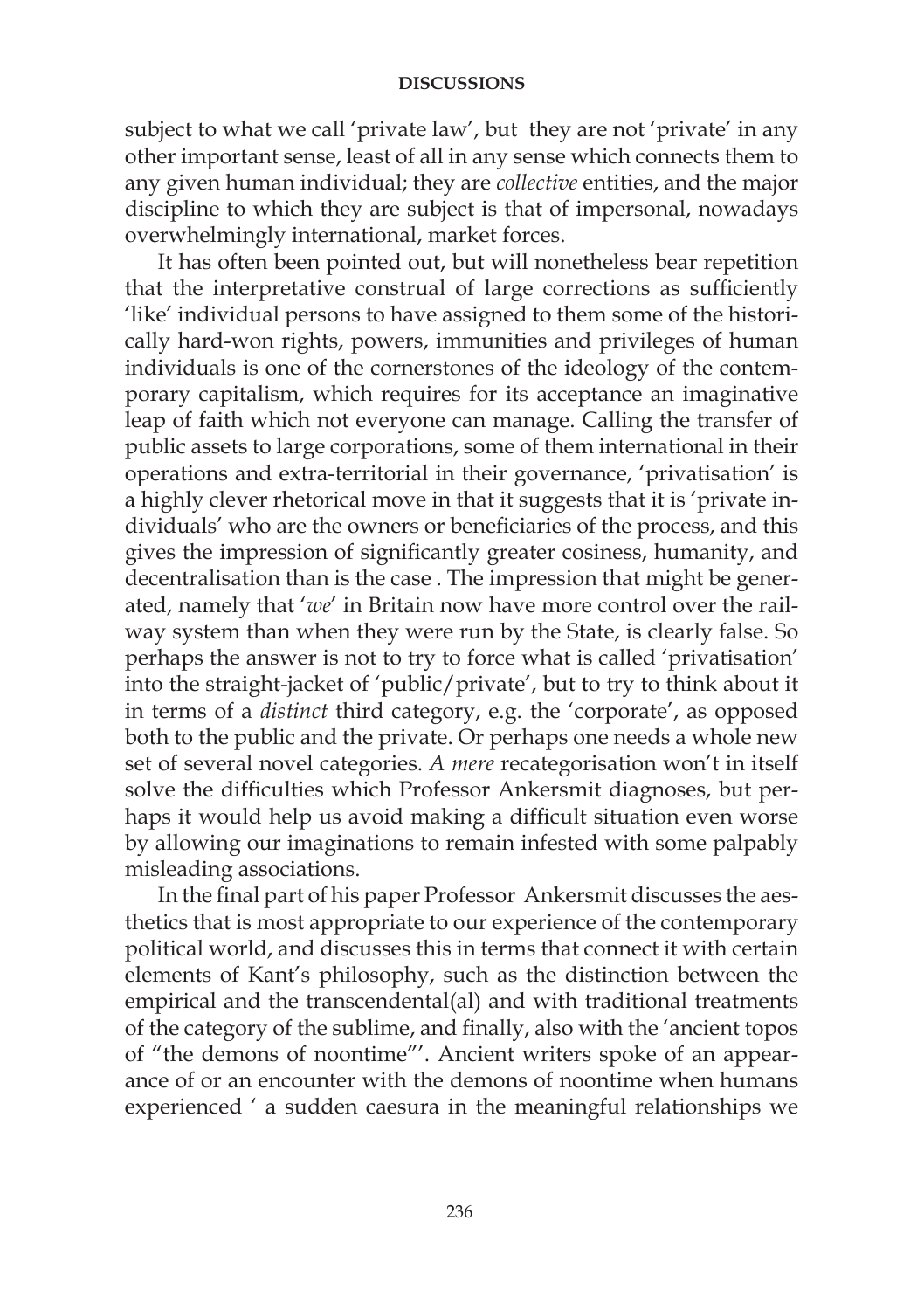subject to what we call 'private law', but they are not 'private' in any other important sense, least of all in any sense which connects them to any given human individual; they are *collective* entities, and the major discipline to which they are subject is that of impersonal, nowadays overwhelmingly international, market forces.

It has often been pointed out, but will nonetheless bear repetition that the interpretative construal of large corrections as sufficiently 'like' individual persons to have assigned to them some of the historically hard-won rights, powers, immunities and privileges of human individuals is one of the cornerstones of the ideology of the contemporary capitalism, which requires for its acceptance an imaginative leap of faith which not everyone can manage. Calling the transfer of public assets to large corporations, some of them international in their operations and extra-territorial in their governance, 'privatisation' is a highly clever rhetorical move in that it suggests that it is 'private individuals' who are the owners or beneficiaries of the process, and this gives the impression of significantly greater cosiness, humanity, and decentralisation than is the case . The impression that might be generated, namely that '*we*' in Britain now have more control over the railway system than when they were run by the State, is clearly false. So perhaps the answer is not to try to force what is called 'privatisation' into the straight-jacket of 'public/private', but to try to think about it in terms of a *distinct* third category, e.g. the 'corporate', as opposed both to the public and the private. Or perhaps one needs a whole new set of several novel categories. *A mere* recategorisation won't in itself solve the difficulties which Professor Ankersmit diagnoses, but perhaps it would help us avoid making a difficult situation even worse by allowing our imaginations to remain infested with some palpably misleading associations.

In the final part of his paper Professor Ankersmit discusses the aesthetics that is most appropriate to our experience of the contemporary political world, and discusses this in terms that connect it with certain elements of Kant's philosophy, such as the distinction between the empirical and the transcendental(al) and with traditional treatments of the category of the sublime, and finally, also with the 'ancient topos of "the demons of noontime"'. Ancient writers spoke of an appearance of or an encounter with the demons of noontime when humans experienced ' a sudden caesura in the meaningful relationships we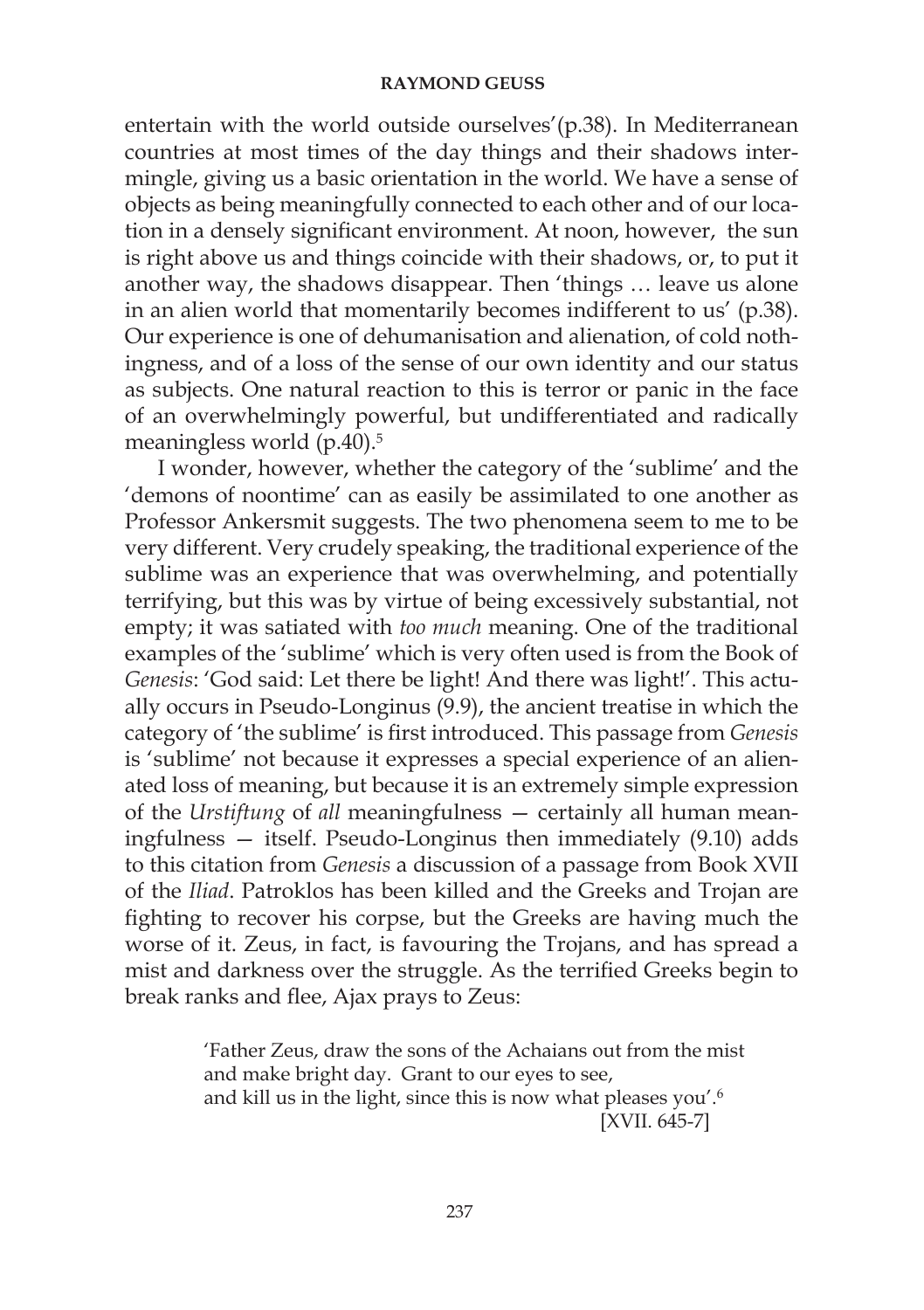entertain with the world outside ourselves'(p.38). In Mediterranean countries at most times of the day things and their shadows intermingle, giving us a basic orientation in the world. We have a sense of objects as being meaningfully connected to each other and of our location in a densely significant environment. At noon, however, the sun is right above us and things coincide with their shadows, or, to put it another way, the shadows disappear. Then 'things … leave us alone in an alien world that momentarily becomes indifferent to us' (p.38). Our experience is one of dehumanisation and alienation, of cold nothingness, and of a loss of the sense of our own identity and our status as subjects. One natural reaction to this is terror or panic in the face of an overwhelmingly powerful, but undifferentiated and radically meaningless world (p.40).[5]

I wonder, however, whether the category of the 'sublime' and the 'demons of noontime' can as easily be assimilated to one another as Professor Ankersmit suggests. The two phenomena seem to me to be very different. Very crudely speaking, the traditional experience of the sublime was an experience that was overwhelming, and potentially terrifying, but this was by virtue of being excessively substantial, not empty; it was satiated with *too much* meaning. One of the traditional examples of the 'sublime' which is very often used is from the Book of *Genesis*: 'God said: Let there be light! And there was light!'. This actually occurs in Pseudo-Longinus (9.9), the ancient treatise in which the category of 'the sublime' is first introduced. This passage from *Genesis* is 'sublime' not because it expresses a special experience of an alienated loss of meaning, but because it is an extremely simple expression of the *Urstiftung* of *all* meaningfulness — certainly all human meaningfulness — itself. Pseudo-Longinus then immediately (9.10) adds to this citation from *Genesis* a discussion of a passage from Book XVII of the *Iliad*. Patroklos has been killed and the Greeks and Trojan are fighting to recover his corpse, but the Greeks are having much the worse of it. Zeus, in fact, is favouring the Trojans, and has spread a mist and darkness over the struggle. As the terrified Greeks begin to break ranks and flee, Ajax prays to Zeus:

> 'Father Zeus, draw the sons of the Achaians out from the mist
> and make bright day. Grant to our eyes to see,
> and kill us in the light, since this is now what pleases you'.[6]
> [XVII. 645-7]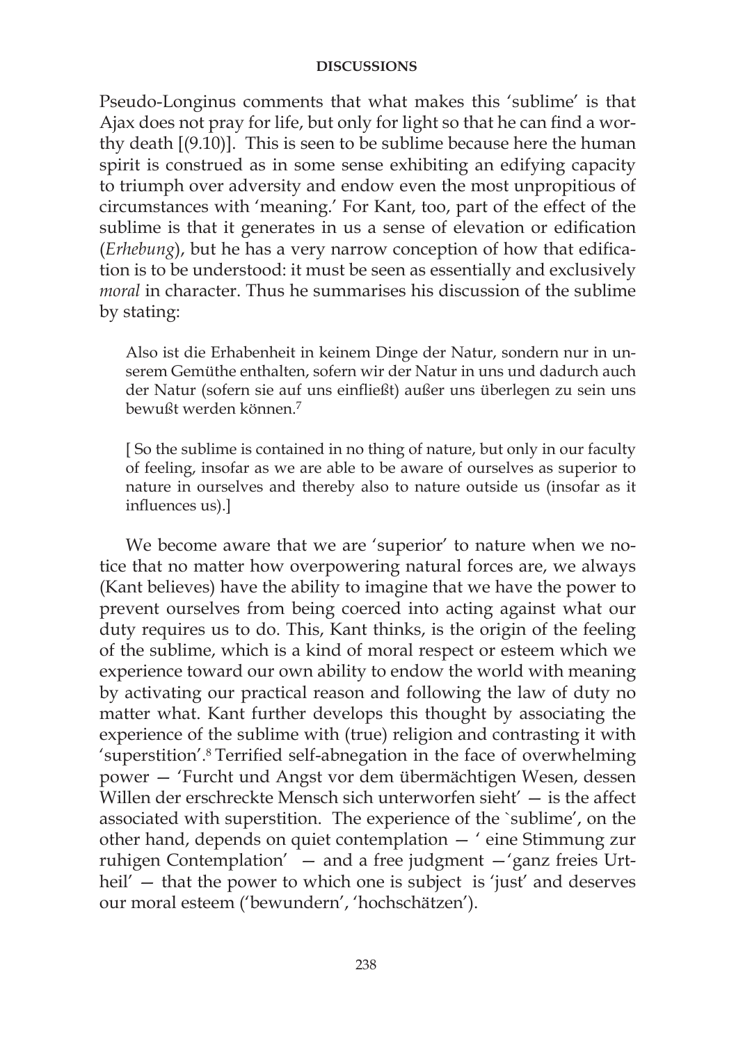Pseudo-Longinus comments that what makes this 'sublime' is that Ajax does not pray for life, but only for light so that he can find a worthy death [(9.10)]. This is seen to be sublime because here the human spirit is construed as in some sense exhibiting an edifying capacity to triumph over adversity and endow even the most unpropitious of circumstances with 'meaning.' For Kant, too, part of the effect of the sublime is that it generates in us a sense of elevation or edification (*Erhebung*), but he has a very narrow conception of how that edification is to be understood: it must be seen as essentially and exclusively *moral* in character. Thus he summarises his discussion of the sublime by stating:

> Also ist die Erhabenheit in keinem Dinge der Natur, sondern nur in unserem Gemüthe enthalten, sofern wir der Natur in uns und dadurch auch der Natur (sofern sie auf uns einfließt) außer uns überlegen zu sein uns bewußt werden können.[7]
>
> [ So the sublime is contained in no thing of nature, but only in our faculty of feeling, insofar as we are able to be aware of ourselves as superior to nature in ourselves and thereby also to nature outside us (insofar as it influences us).]

We become aware that we are 'superior' to nature when we notice that no matter how overpowering natural forces are, we always (Kant believes) have the ability to imagine that we have the power to prevent ourselves from being coerced into acting against what our duty requires us to do. This, Kant thinks, is the origin of the feeling of the sublime, which is a kind of moral respect or esteem which we experience toward our own ability to endow the world with meaning by activating our practical reason and following the law of duty no matter what. Kant further develops this thought by associating the experience of the sublime with (true) religion and contrasting it with 'superstition'.[8] Terrified self-abnegation in the face of overwhelming power — 'Furcht und Angst vor dem übermächtigen Wesen, dessen Willen der erschreckte Mensch sich unterworfen sieht' — is the affect associated with superstition. The experience of the `sublime', on the other hand, depends on quiet contemplation — ' eine Stimmung zur ruhigen Contemplation' — and a free judgment —'ganz freies Urtheil' — that the power to which one is subject is 'just' and deserves our moral esteem ('bewundern', 'hochschätzen').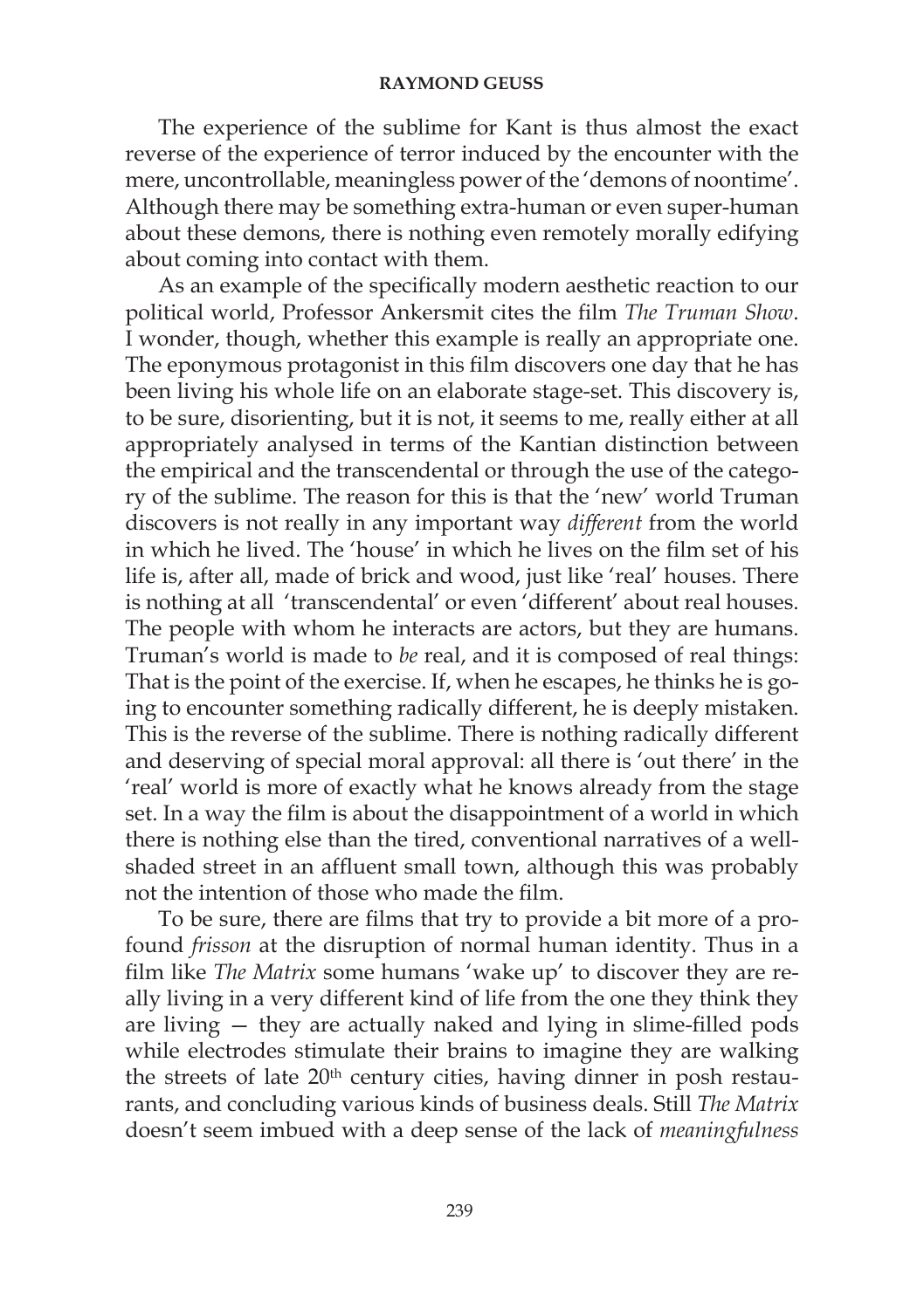The experience of the sublime for Kant is thus almost the exact reverse of the experience of terror induced by the encounter with the mere, uncontrollable, meaningless power of the 'demons of noontime'. Although there may be something extra-human or even super-human about these demons, there is nothing even remotely morally edifying about coming into contact with them.

As an example of the specifically modern aesthetic reaction to our political world, Professor Ankersmit cites the film *The Truman Show*. I wonder, though, whether this example is really an appropriate one. The eponymous protagonist in this film discovers one day that he has been living his whole life on an elaborate stage-set. This discovery is, to be sure, disorienting, but it is not, it seems to me, really either at all appropriately analysed in terms of the Kantian distinction between the empirical and the transcendental or through the use of the category of the sublime. The reason for this is that the 'new' world Truman discovers is not really in any important way *different* from the world in which he lived. The 'house' in which he lives on the film set of his life is, after all, made of brick and wood, just like 'real' houses. There is nothing at all 'transcendental' or even 'different' about real houses. The people with whom he interacts are actors, but they are humans. Truman's world is made to *be* real, and it is composed of real things: That is the point of the exercise. If, when he escapes, he thinks he is going to encounter something radically different, he is deeply mistaken. This is the reverse of the sublime. There is nothing radically different and deserving of special moral approval: all there is 'out there' in the 'real' world is more of exactly what he knows already from the stage set. In a way the film is about the disappointment of a world in which there is nothing else than the tired, conventional narratives of a well-shaded street in an affluent small town, although this was probably not the intention of those who made the film.

To be sure, there are films that try to provide a bit more of a profound *frisson* at the disruption of normal human identity. Thus in a film like *The Matrix* some humans 'wake up' to discover they are really living in a very different kind of life from the one they think they are living — they are actually naked and lying in slime-filled pods while electrodes stimulate their brains to imagine they are walking the streets of late 20th century cities, having dinner in posh restaurants, and concluding various kinds of business deals. Still *The Matrix* doesn't seem imbued with a deep sense of the lack of *meaningfulness*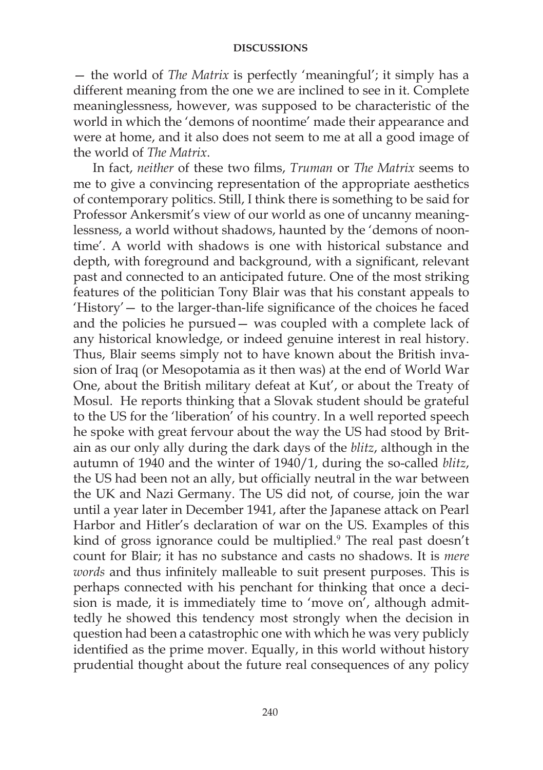— the world of *The Matrix* is perfectly 'meaningful'; it simply has a different meaning from the one we are inclined to see in it. Complete meaninglessness, however, was supposed to be characteristic of the world in which the 'demons of noontime' made their appearance and were at home, and it also does not seem to me at all a good image of the world of *The Matrix*.

In fact, *neither* of these two films, *Truman* or *The Matrix* seems to me to give a convincing representation of the appropriate aesthetics of contemporary politics. Still, I think there is something to be said for Professor Ankersmit's view of our world as one of uncanny meaninglessness, a world without shadows, haunted by the 'demons of noontime'. A world with shadows is one with historical substance and depth, with foreground and background, with a significant, relevant past and connected to an anticipated future. One of the most striking features of the politician Tony Blair was that his constant appeals to 'History'— to the larger-than-life significance of the choices he faced and the policies he pursued— was coupled with a complete lack of any historical knowledge, or indeed genuine interest in real history. Thus, Blair seems simply not to have known about the British invasion of Iraq (or Mesopotamia as it then was) at the end of World War One, about the British military defeat at Kut', or about the Treaty of Mosul. He reports thinking that a Slovak student should be grateful to the US for the 'liberation' of his country. In a well reported speech he spoke with great fervour about the way the US had stood by Britain as our only ally during the dark days of the *blitz*, although in the autumn of 1940 and the winter of 1940/1, during the so-called *blitz*, the US had been not an ally, but officially neutral in the war between the UK and Nazi Germany. The US did not, of course, join the war until a year later in December 1941, after the Japanese attack on Pearl Harbor and Hitler's declaration of war on the US. Examples of this kind of gross ignorance could be multiplied.[9] The real past doesn't count for Blair; it has no substance and casts no shadows. It is *mere words* and thus infinitely malleable to suit present purposes. This is perhaps connected with his penchant for thinking that once a decision is made, it is immediately time to 'move on', although admittedly he showed this tendency most strongly when the decision in question had been a catastrophic one with which he was very publicly identified as the prime mover. Equally, in this world without history prudential thought about the future real consequences of any policy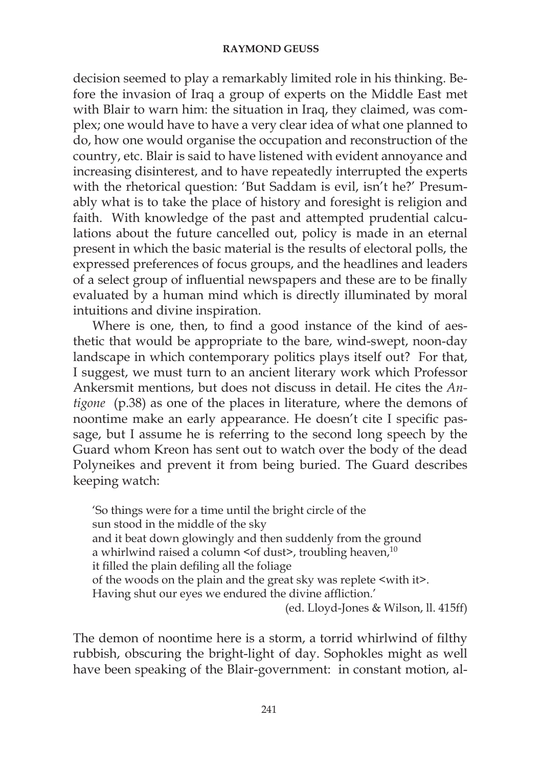decision seemed to play a remarkably limited role in his thinking. Before the invasion of Iraq a group of experts on the Middle East met with Blair to warn him: the situation in Iraq, they claimed, was complex; one would have to have a very clear idea of what one planned to do, how one would organise the occupation and reconstruction of the country, etc. Blair is said to have listened with evident annoyance and increasing disinterest, and to have repeatedly interrupted the experts with the rhetorical question: 'But Saddam is evil, isn't he?' Presumably what is to take the place of history and foresight is religion and faith. With knowledge of the past and attempted prudential calculations about the future cancelled out, policy is made in an eternal present in which the basic material is the results of electoral polls, the expressed preferences of focus groups, and the headlines and leaders of a select group of influential newspapers and these are to be finally evaluated by a human mind which is directly illuminated by moral intuitions and divine inspiration.

Where is one, then, to find a good instance of the kind of aesthetic that would be appropriate to the bare, wind-swept, noon-day landscape in which contemporary politics plays itself out? For that, I suggest, we must turn to an ancient literary work which Professor Ankersmit mentions, but does not discuss in detail. He cites the *Antigone* (p.38) as one of the places in literature, where the demons of noontime make an early appearance. He doesn't cite I specific passage, but I assume he is referring to the second long speech by the Guard whom Kreon has sent out to watch over the body of the dead Polyneikes and prevent it from being buried. The Guard describes keeping watch:

> 'So things were for a time until the bright circle of the
> sun stood in the middle of the sky
> and it beat down glowingly and then suddenly from the ground
> a whirlwind raised a column <of dust>, troubling heaven,[10]
> it filled the plain defiling all the foliage
> of the woods on the plain and the great sky was replete <with it>.
> Having shut our eyes we endured the divine affliction.'
>
> (ed. Lloyd-Jones & Wilson, ll. 415ff)

The demon of noontime here is a storm, a torrid whirlwind of filthy rubbish, obscuring the bright-light of day. Sophokles might as well have been speaking of the Blair-government: in constant motion, al-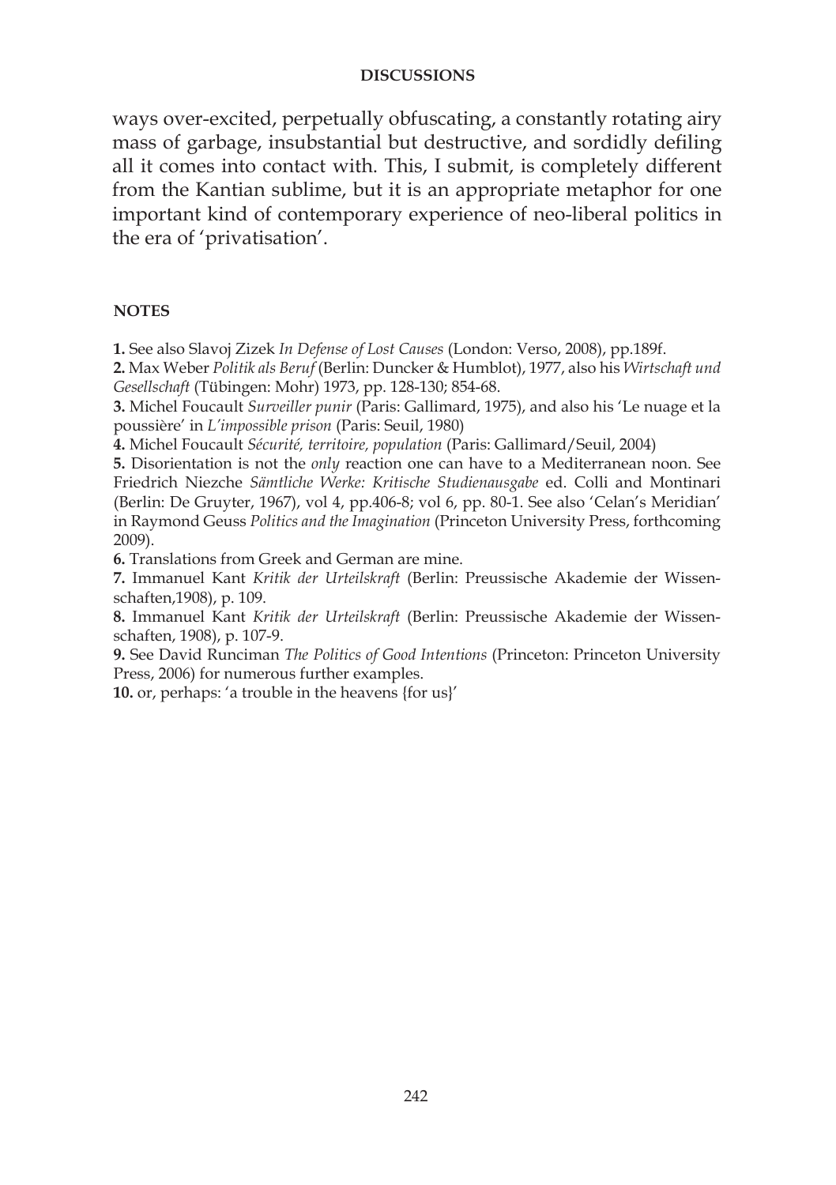ways over-excited, perpetually obfuscating, a constantly rotating airy mass of garbage, insubstantial but destructive, and sordidly defiling all it comes into contact with. This, I submit, is completely different from the Kantian sublime, but it is an appropriate metaphor for one important kind of contemporary experience of neo-liberal politics in the era of 'privatisation'.

## NOTES

**1.** See also Slavoj Zizek *In Defense of Lost Causes* (London: Verso, 2008), pp.189f.

**2.** Max Weber *Politik als Beruf* (Berlin: Duncker & Humblot), 1977, also his *Wirtschaft und Gesellschaft* (Tübingen: Mohr) 1973, pp. 128-130; 854-68.

**3.** Michel Foucault *Surveiller punir* (Paris: Gallimard, 1975), and also his 'Le nuage et la poussière' in *L'impossible prison* (Paris: Seuil, 1980)

**4.** Michel Foucault *Sécurité, territoire, population* (Paris: Gallimard/Seuil, 2004)

**5.** Disorientation is not the *only* reaction one can have to a Mediterranean noon. See Friedrich Niezche *Sämtliche Werke: Kritische Studienausgabe* ed. Colli and Montinari (Berlin: De Gruyter, 1967), vol 4, pp.406-8; vol 6, pp. 80-1. See also 'Celan's Meridian' in Raymond Geuss *Politics and the Imagination* (Princeton University Press, forthcoming 2009).

**6.** Translations from Greek and German are mine.

**7.** Immanuel Kant *Kritik der Urteilskraft* (Berlin: Preussische Akademie der Wissenschaften,1908), p. 109.

**8.** Immanuel Kant *Kritik der Urteilskraft* (Berlin: Preussische Akademie der Wissenschaften, 1908), p. 107-9.

**9.** See David Runciman *The Politics of Good Intentions* (Princeton: Princeton University Press, 2006) for numerous further examples.

**10.** or, perhaps: 'a trouble in the heavens {for us}'